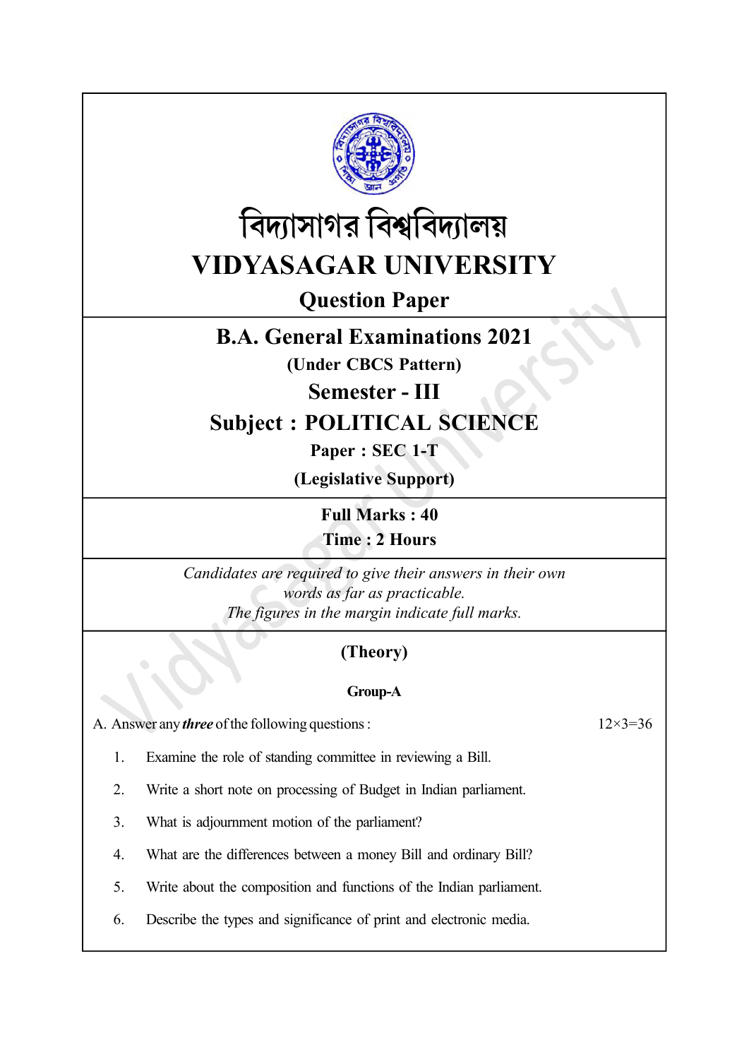# বিদ্যাসাগর বিশ্ববিদ্যালয়

# VIDYASAGAR UNIVERSITY

## Question Paper

## B.A. General Examinations 2021

**(Under CBCS Pattern)**

## Semester - III

## Subject : POLITICAL SCIENCE

**Paper : SEC 1-T**

**(Legislative Support)**

**Full Marks : 40**

**Time : 2 Hours**

*Candidates are required to give their answers in their own words as far as practicable.*
*The figures in the margin indicate full marks.*

### (Theory)

#### Group-A

A. Answer any ***three*** of the following questions : 12×3=36

1. Examine the role of standing committee in reviewing a Bill.
2. Write a short note on processing of Budget in Indian parliament.
3. What is adjournment motion of the parliament?
4. What are the differences between a money Bill and ordinary Bill?
5. Write about the composition and functions of the Indian parliament.
6. Describe the types and significance of print and electronic media.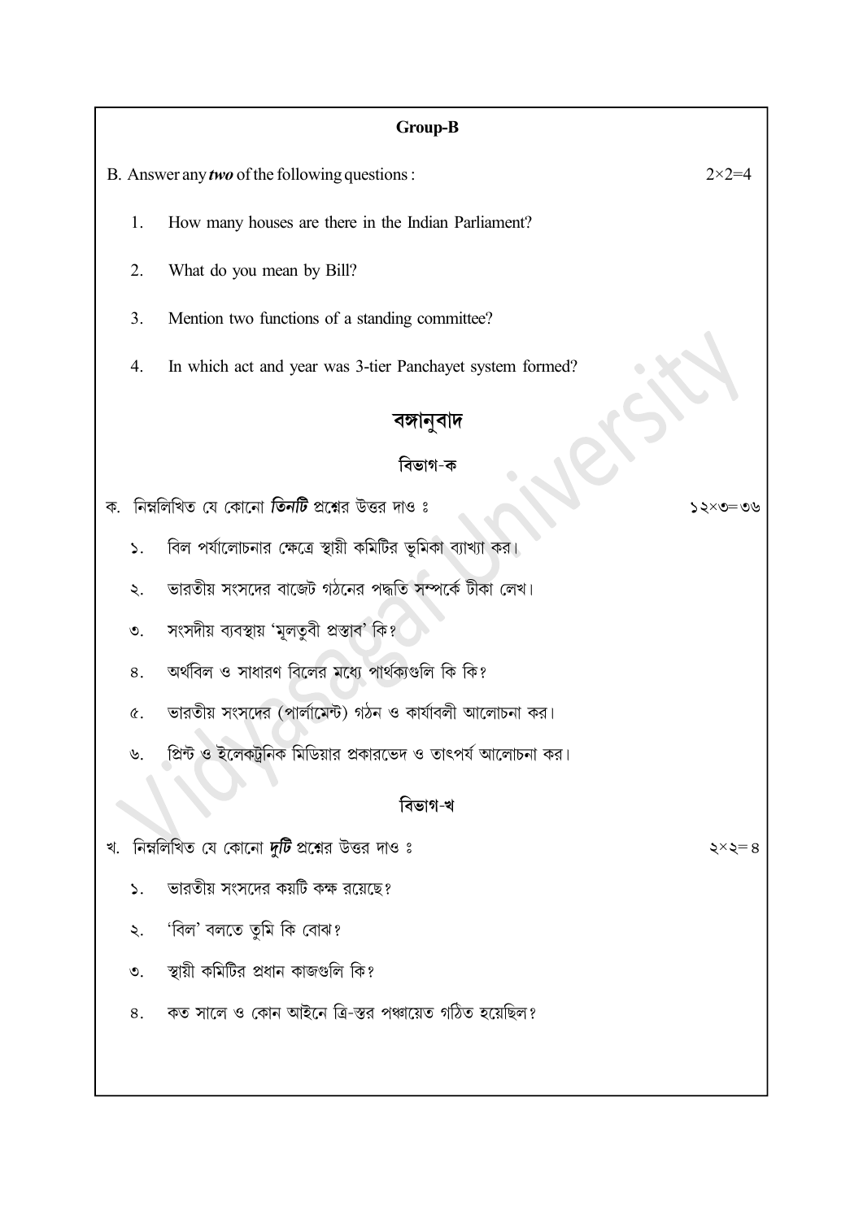## Group-B

B. Answer any ***two*** of the following questions : 2×2=4

1. How many houses are there in the Indian Parliament?
2. What do you mean by Bill?
3. Mention two functions of a standing committee?
4. In which act and year was 3-tier Panchayet system formed?

## বঙ্গানুবাদ

### বিভাগ-ক

ক. নিম্নলিখিত যে কোনো ***তিনটি*** প্রশ্নের উত্তর দাও ঃ ১২×৩=৩৬

১. বিল পর্যালোচনার ক্ষেত্রে স্থায়ী কমিটির ভূমিকা ব্যাখ্যা কর।

২. ভারতীয় সংসদের বাজেট গঠনের পদ্ধতি সম্পর্কে টীকা লেখ।

৩. সংসদীয় ব্যবস্থায় 'মূলতুবী প্রস্তাব' কি?

৪. অর্থবিল ও সাধারণ বিলের মধ্যে পার্থক্যগুলি কি কি?

৫. ভারতীয় সংসদের (পার্লামেন্ট) গঠন ও কার্যাবলী আলোচনা কর।

৬. প্রিন্ট ও ইলেকট্রনিক মিডিয়ার প্রকারভেদ ও তাৎপর্য আলোচনা কর।

### বিভাগ-খ

খ. নিম্নলিখিত যে কোনো ***দুটি*** প্রশ্নের উত্তর দাও ঃ ২×২=৪

১. ভারতীয় সংসদের কয়টি কক্ষ রয়েছে?

২. 'বিল' বলতে তুমি কি বোঝ?

৩. স্থায়ী কমিটির প্রধান কাজগুলি কি?

৪. কত সালে ও কোন আইনে ত্রি-স্তর পঞ্চায়েত গঠিত হয়েছিল?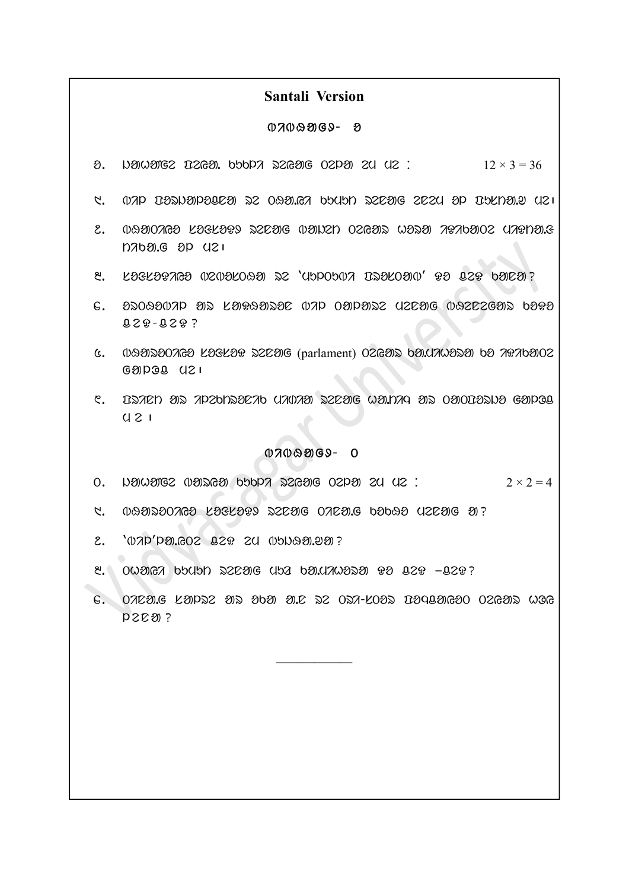## Santali Version

### ᱵᱤᱵᱷᱟᱜ - ᱑

᱑. ᱡᱟᱦᱟᱸᱜᱮ ᱯᱮᱭᱟ. ᱠᱩᱠᱞᱤ ᱨᱮᱭᱟᱜ ᱛᱮᱞᱟ ᱮᱢ ᱢᱮ : 12 × 3 = 36

᱒. ᱚᱛᱮ ᱵᱟᱹᱲᱛᱤ ᱫᱟᱲᱮ ᱨᱮ ᱥᱚᱨᱠᱟᱨ ᱠᱩᱢᱩᱱ ᱨᱮᱭᱟᱜ ᱮᱮᱮᱢ ᱚᱞ ᱵᱩᱡᱷᱟᱹᱣ ᱢᱮ।

᱓. ᱵᱷᱟᱨᱚᱛᱤᱭᱚ ᱥᱚᱸᱥᱚᱫ ᱨᱮᱭᱟᱜ ᱵᱟᱹᱲᱛᱤ ᱛᱮᱜᱷᱟᱨ ᱦᱟᱨᱟ ᱛᱷᱟᱹᱯᱱᱟᱹᱣ ᱢᱟᱱᱛᱚᱨ ᱞᱟᱹᱠᱛᱤ.ᱜ ᱚᱞ ᱢᱮ।

᱔. ᱥᱚᱸᱥᱚᱫᱤᱭᱚ ᱥᱚᱨᱠᱟᱨ ᱨᱮ 'ᱢᱩᱬᱩᱛᱩᱵ ᱫᱟᱹᱭᱤᱛᱣ' ᱫᱚ ᱪᱮᱫ ᱠᱟᱱᱟ?

᱕. ᱚᱨᱥᱚᱵᱤᱛ ᱟᱨ ᱥᱟᱸᱵᱤᱫᱷᱟᱱ ᱵᱤᱛ ᱛᱟᱞᱟᱨ ᱢᱮᱱᱮᱛᱟᱜ ᱵᱟᱛᱮᱭᱟᱱ ᱠᱚᱫᱚ ᱪᱮᱫ-ᱪᱮᱫ?

᱖. ᱵᱷᱟᱨᱚᱛᱤᱭᱚ ᱥᱚᱸᱥᱚᱫ ᱨᱮᱭᱟᱜ (parlament) ᱛᱮᱜᱷᱟᱨ ᱠᱟᱹᱢᱤᱦᱟᱨᱟ ᱠᱚ ᱛᱷᱟᱹᱯᱱᱟᱹᱣ ᱜᱚᱲᱚᱣ ᱢᱮ।

᱗. ᱫᱷᱟᱨᱚᱢ ᱟᱨ ᱛᱷᱟᱹᱯᱱᱟᱹᱣᱟᱜ ᱢᱟᱬᱟᱢ ᱨᱮᱭᱟᱜ ᱦᱟᱹᱞᱤᱛ ᱟᱨ ᱛᱟᱦᱮᱫᱟᱨᱤ ᱜᱚᱲᱚᱣ ᱢᱮ ।

### ᱵᱤᱵᱷᱟᱜ - ᱒

᱒. ᱡᱟᱦᱟᱸᱜᱮ ᱵᱟᱨᱭᱟ ᱠᱩᱠᱞᱤ ᱨᱮᱭᱟᱜ ᱛᱮᱞᱟ ᱮᱢ ᱢᱮ : 2 × 2 = 4

᱒. ᱵᱷᱟᱨᱚᱛᱤᱭᱚ ᱥᱚᱸᱥᱚᱫ ᱨᱮᱭᱟᱜ ᱛᱮᱜᱷᱟᱨ ᱠᱚᱠᱚᱫ ᱢᱮᱱᱮᱛᱟᱜ ᱟ?

᱓. 'ᱵᱷᱟᱨ'ᱛᱟᱹᱜᱮ ᱪᱮᱫ ᱮᱢ ᱵᱩᱡᱷᱟᱹᱣᱟ?

᱔. ᱛᱷᱟᱹᱯᱤ ᱠᱩᱢᱩᱱ ᱨᱮᱭᱟᱜ ᱢᱩᱬ ᱠᱟᱹᱢᱤᱦᱟᱨᱟ ᱫᱚ ᱪᱮᱫ –ᱪᱮᱫ?

᱕. ᱛᱮᱜᱷᱟ.ᱜ ᱥᱟᱸᱵᱤᱫ ᱟᱨ ᱚᱱᱟ ᱟ.ᱨ ᱨᱮ ᱛᱤᱱ-ᱥᱚᱛ ᱵᱤᱥᱚᱭᱚᱛ ᱛᱮᱜᱷᱟᱨ ᱦᱩᱭ ᱞᱮᱱᱟ?

---